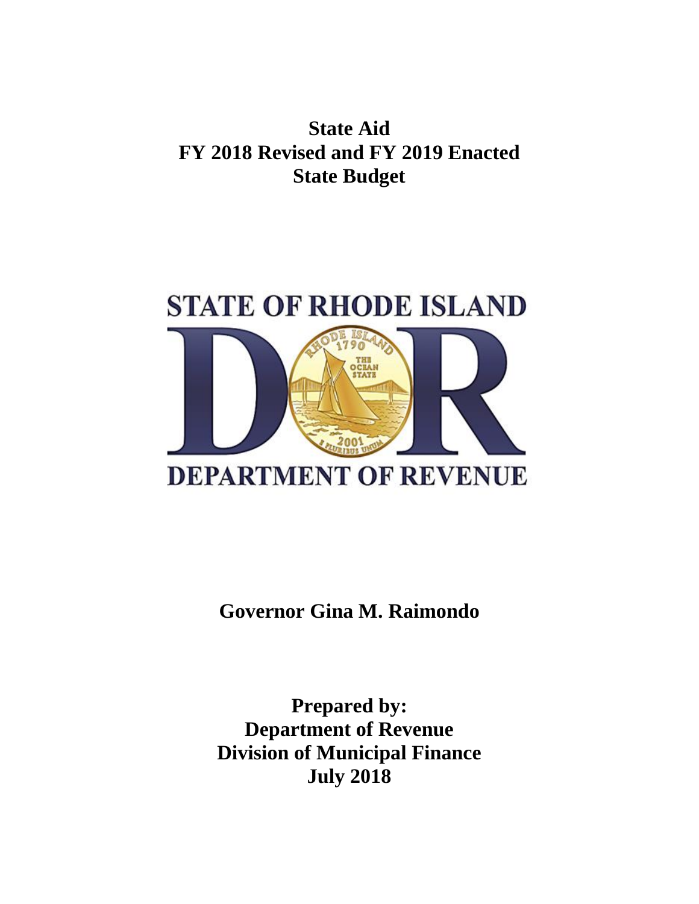# State Aid
# FY 2018 Revised and FY 2019 Enacted
# State Budget

STATE OF RHODE ISLAND

DEPARTMENT OF REVENUE

**Governor Gina M. Raimondo**

**Prepared by:**
**Department of Revenue**
**Division of Municipal Finance**
**July 2018**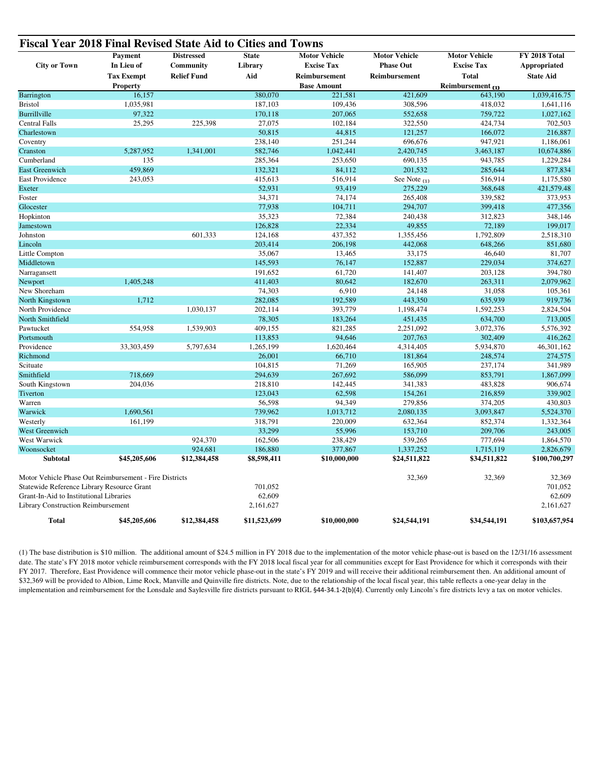## Fiscal Year 2018 Final Revised State Aid to Cities and Towns

| City or Town | Payment In Lieu of Tax Exempt Property | Distressed Community Relief Fund | State Library Aid | Motor Vehicle Excise Tax Reimbursement Base Amount | Motor Vehicle Phase Out Reimbursement | Motor Vehicle Excise Tax Total Reimbursement (1) | FY 2018 Total Appropriated State Aid |
|---|---|---|---|---|---|---|---|
| Barrington | 16,157 | | 380,070 | 221,581 | 421,609 | 643,190 | 1,039,416.75 |
| Bristol | 1,035,981 | | 187,103 | 109,436 | 308,596 | 418,032 | 1,641,116 |
| Burrillville | 97,322 | | 170,118 | 207,065 | 552,658 | 759,722 | 1,027,162 |
| Central Falls | 25,295 | 225,398 | 27,075 | 102,184 | 322,550 | 424,734 | 702,503 |
| Charlestown | | | 50,815 | 44,815 | 121,257 | 166,072 | 216,887 |
| Coventry | | | 238,140 | 251,244 | 696,676 | 947,921 | 1,186,061 |
| Cranston | 5,287,952 | 1,341,001 | 582,746 | 1,042,441 | 2,420,745 | 3,463,187 | 10,674,886 |
| Cumberland | 135 | | 285,364 | 253,650 | 690,135 | 943,785 | 1,229,284 |
| East Greenwich | 459,869 | | 132,321 | 84,112 | 201,532 | 285,644 | 877,834 |
| East Providence | 243,053 | | 415,613 | 516,914 | See Note (1) | 516,914 | 1,175,580 |
| Exeter | | | 52,931 | 93,419 | 275,229 | 368,648 | 421,579.48 |
| Foster | | | 34,371 | 74,174 | 265,408 | 339,582 | 373,953 |
| Glocester | | | 77,938 | 104,711 | 294,707 | 399,418 | 477,356 |
| Hopkinton | | | 35,323 | 72,384 | 240,438 | 312,823 | 348,146 |
| Jamestown | | | 126,828 | 22,334 | 49,855 | 72,189 | 199,017 |
| Johnston | | 601,333 | 124,168 | 437,352 | 1,355,456 | 1,792,809 | 2,518,310 |
| Lincoln | | | 203,414 | 206,198 | 442,068 | 648,266 | 851,680 |
| Little Compton | | | 35,067 | 13,465 | 33,175 | 46,640 | 81,707 |
| Middletown | | | 145,593 | 76,147 | 152,887 | 229,034 | 374,627 |
| Narragansett | | | 191,652 | 61,720 | 141,407 | 203,128 | 394,780 |
| Newport | 1,405,248 | | 411,403 | 80,642 | 182,670 | 263,311 | 2,079,962 |
| New Shoreham | | | 74,303 | 6,910 | 24,148 | 31,058 | 105,361 |
| North Kingstown | 1,712 | | 282,085 | 192,589 | 443,350 | 635,939 | 919,736 |
| North Providence | | 1,030,137 | 202,114 | 393,779 | 1,198,474 | 1,592,253 | 2,824,504 |
| North Smithfield | | | 78,305 | 183,264 | 451,435 | 634,700 | 713,005 |
| Pawtucket | 554,958 | 1,539,903 | 409,155 | 821,285 | 2,251,092 | 3,072,376 | 5,576,392 |
| Portsmouth | | | 113,853 | 94,646 | 207,763 | 302,409 | 416,262 |
| Providence | 33,303,459 | 5,797,634 | 1,265,199 | 1,620,464 | 4,314,405 | 5,934,870 | 46,301,162 |
| Richmond | | | 26,001 | 66,710 | 181,864 | 248,574 | 274,575 |
| Scituate | | | 104,815 | 71,269 | 165,905 | 237,174 | 341,989 |
| Smithfield | 718,669 | | 294,639 | 267,692 | 586,099 | 853,791 | 1,867,099 |
| South Kingstown | 204,036 | | 218,810 | 142,445 | 341,383 | 483,828 | 906,674 |
| Tiverton | | | 123,043 | 62,598 | 154,261 | 216,859 | 339,902 |
| Warren | | | 56,598 | 94,349 | 279,856 | 374,205 | 430,803 |
| Warwick | 1,690,561 | | 739,962 | 1,013,712 | 2,080,135 | 3,093,847 | 5,524,370 |
| Westerly | 161,199 | | 318,791 | 220,009 | 632,364 | 852,374 | 1,332,364 |
| West Greenwich | | | 33,299 | 55,996 | 153,710 | 209,706 | 243,005 |
| West Warwick | | 924,370 | 162,506 | 238,429 | 539,265 | 777,694 | 1,864,570 |
| Woonsocket | | 924,681 | 186,880 | 377,867 | 1,337,252 | 1,715,119 | 2,826,679 |
| **Subtotal** | **$45,205,606** | **$12,384,458** | **$8,598,411** | **$10,000,000** | **$24,511,822** | **$34,511,822** | **$100,700,297** |
| Motor Vehicle Phase Out Reimbursement - Fire Districts | | | | | 32,369 | 32,369 | 32,369 |
| Statewide Reference Library Resource Grant | | | 701,052 | | | | 701,052 |
| Grant-In-Aid to Institutional Libraries | | | 62,609 | | | | 62,609 |
| Library Construction Reimbursement | | | 2,161,627 | | | | 2,161,627 |
| **Total** | **$45,205,606** | **$12,384,458** | **$11,523,699** | **$10,000,000** | **$24,544,191** | **$34,544,191** | **$103,657,954** |

(1) The base distribution is $10 million. The additional amount of $24.5 million in FY 2018 due to the implementation of the motor vehicle phase-out is based on the 12/31/16 assessment date. The state's FY 2018 motor vehicle reimbursement corresponds with the FY 2018 local fiscal year for all communities except for East Providence for which it corresponds with their FY 2017. Therefore, East Providence will commence their motor vehicle phase-out in the state's FY 2019 and will receive their additional reimbursement then. An additional amount of $32,369 will be provided to Albion, Lime Rock, Manville and Quinville fire districts. Note, due to the relationship of the local fiscal year, this table reflects a one-year delay in the implementation and reimbursement for the Lonsdale and Saylesville fire districts pursuant to RIGL §44-34.1-2(b)(4). Currently only Lincoln's fire districts levy a tax on motor vehicles.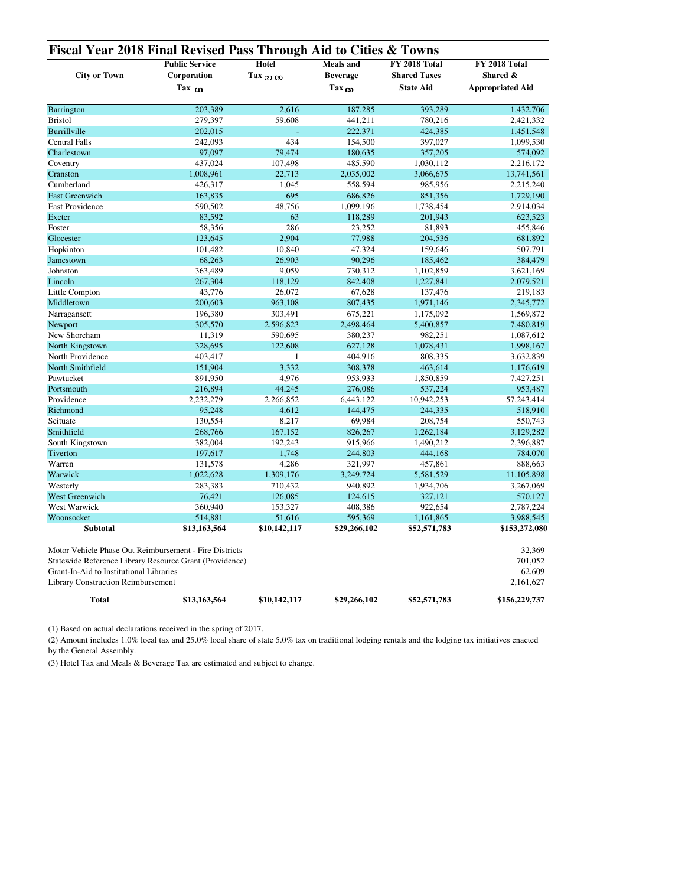# Fiscal Year 2018 Final Revised Pass Through Aid to Cities & Towns

| City or Town | Public Service Corporation Tax (1) | Hotel Tax (2) (3) | Meals and Beverage Tax (3) | FY 2018 Total Shared Taxes State Aid | FY 2018 Total Shared & Appropriated Aid |
|---|---|---|---|---|---|
| Barrington | 203,389 | 2,616 | 187,285 | 393,289 | 1,432,706 |
| Bristol | 279,397 | 59,608 | 441,211 | 780,216 | 2,421,332 |
| Burrillville | 202,015 | - | 222,371 | 424,385 | 1,451,548 |
| Central Falls | 242,093 | 434 | 154,500 | 397,027 | 1,099,530 |
| Charlestown | 97,097 | 79,474 | 180,635 | 357,205 | 574,092 |
| Coventry | 437,024 | 107,498 | 485,590 | 1,030,112 | 2,216,172 |
| Cranston | 1,008,961 | 22,713 | 2,035,002 | 3,066,675 | 13,741,561 |
| Cumberland | 426,317 | 1,045 | 558,594 | 985,956 | 2,215,240 |
| East Greenwich | 163,835 | 695 | 686,826 | 851,356 | 1,729,190 |
| East Providence | 590,502 | 48,756 | 1,099,196 | 1,738,454 | 2,914,034 |
| Exeter | 83,592 | 63 | 118,289 | 201,943 | 623,523 |
| Foster | 58,356 | 286 | 23,252 | 81,893 | 455,846 |
| Glocester | 123,645 | 2,904 | 77,988 | 204,536 | 681,892 |
| Hopkinton | 101,482 | 10,840 | 47,324 | 159,646 | 507,791 |
| Jamestown | 68,263 | 26,903 | 90,296 | 185,462 | 384,479 |
| Johnston | 363,489 | 9,059 | 730,312 | 1,102,859 | 3,621,169 |
| Lincoln | 267,304 | 118,129 | 842,408 | 1,227,841 | 2,079,521 |
| Little Compton | 43,776 | 26,072 | 67,628 | 137,476 | 219,183 |
| Middletown | 200,603 | 963,108 | 807,435 | 1,971,146 | 2,345,772 |
| Narragansett | 196,380 | 303,491 | 675,221 | 1,175,092 | 1,569,872 |
| Newport | 305,570 | 2,596,823 | 2,498,464 | 5,400,857 | 7,480,819 |
| New Shoreham | 11,319 | 590,695 | 380,237 | 982,251 | 1,087,612 |
| North Kingstown | 328,695 | 122,608 | 627,128 | 1,078,431 | 1,998,167 |
| North Providence | 403,417 | 1 | 404,916 | 808,335 | 3,632,839 |
| North Smithfield | 151,904 | 3,332 | 308,378 | 463,614 | 1,176,619 |
| Pawtucket | 891,950 | 4,976 | 953,933 | 1,850,859 | 7,427,251 |
| Portsmouth | 216,894 | 44,245 | 276,086 | 537,224 | 953,487 |
| Providence | 2,232,279 | 2,266,852 | 6,443,122 | 10,942,253 | 57,243,414 |
| Richmond | 95,248 | 4,612 | 144,475 | 244,335 | 518,910 |
| Scituate | 130,554 | 8,217 | 69,984 | 208,754 | 550,743 |
| Smithfield | 268,766 | 167,152 | 826,267 | 1,262,184 | 3,129,282 |
| South Kingstown | 382,004 | 192,243 | 915,966 | 1,490,212 | 2,396,887 |
| Tiverton | 197,617 | 1,748 | 244,803 | 444,168 | 784,070 |
| Warren | 131,578 | 4,286 | 321,997 | 457,861 | 888,663 |
| Warwick | 1,022,628 | 1,309,176 | 3,249,724 | 5,581,529 | 11,105,898 |
| Westerly | 283,383 | 710,432 | 940,892 | 1,934,706 | 3,267,069 |
| West Greenwich | 76,421 | 126,085 | 124,615 | 327,121 | 570,127 |
| West Warwick | 360,940 | 153,327 | 408,386 | 922,654 | 2,787,224 |
| Woonsocket | 514,881 | 51,616 | 595,369 | 1,161,865 | 3,988,545 |
| **Subtotal** | **$13,163,564** | **$10,142,117** | **$29,266,102** | **$52,571,783** | **$153,272,080** |
| Motor Vehicle Phase Out Reimbursement - Fire Districts | | | | | 32,369 |
| Statewide Reference Library Resource Grant (Providence) | | | | | 701,052 |
| Grant-In-Aid to Institutional Libraries | | | | | 62,609 |
| Library Construction Reimbursement | | | | | 2,161,627 |
| **Total** | **$13,163,564** | **$10,142,117** | **$29,266,102** | **$52,571,783** | **$156,229,737** |

(1) Based on actual declarations received in the spring of 2017.

(2) Amount includes 1.0% local tax and 25.0% local share of state 5.0% tax on traditional lodging rentals and the lodging tax initiatives enacted by the General Assembly.

(3) Hotel Tax and Meals & Beverage Tax are estimated and subject to change.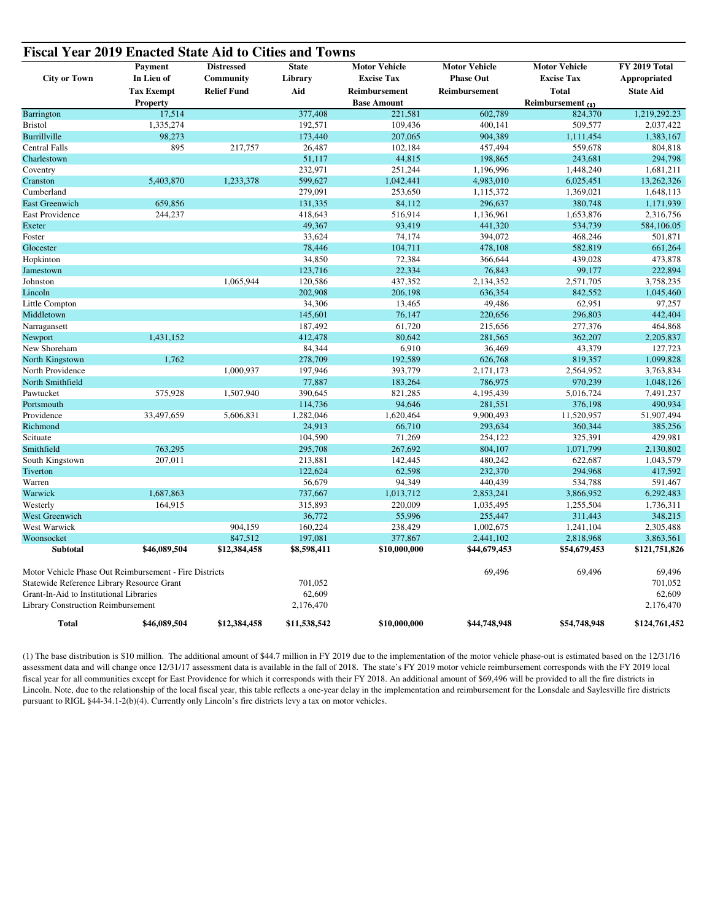## Fiscal Year 2019 Enacted State Aid to Cities and Towns

| City or Town | Payment In Lieu of Tax Exempt Property | Distressed Community Relief Fund | State Library Aid | Motor Vehicle Excise Tax Reimbursement Base Amount | Motor Vehicle Phase Out Reimbursement | Motor Vehicle Excise Tax Total Reimbursement (1) | FY 2019 Total Appropriated State Aid |
|---|---|---|---|---|---|---|---|
| Barrington | 17,514 | | 377,408 | 221,581 | 602,789 | 824,370 | 1,219,292.23 |
| Bristol | 1,335,274 | | 192,571 | 109,436 | 400,141 | 509,577 | 2,037,422 |
| Burrillville | 98,273 | | 173,440 | 207,065 | 904,389 | 1,111,454 | 1,383,167 |
| Central Falls | 895 | 217,757 | 26,487 | 102,184 | 457,494 | 559,678 | 804,818 |
| Charlestown | | | 51,117 | 44,815 | 198,865 | 243,681 | 294,798 |
| Coventry | | | 232,971 | 251,244 | 1,196,996 | 1,448,240 | 1,681,211 |
| Cranston | 5,403,870 | 1,233,378 | 599,627 | 1,042,441 | 4,983,010 | 6,025,451 | 13,262,326 |
| Cumberland | | | 279,091 | 253,650 | 1,115,372 | 1,369,021 | 1,648,113 |
| East Greenwich | 659,856 | | 131,335 | 84,112 | 296,637 | 380,748 | 1,171,939 |
| East Providence | 244,237 | | 418,643 | 516,914 | 1,136,961 | 1,653,876 | 2,316,756 |
| Exeter | | | 49,367 | 93,419 | 441,320 | 534,739 | 584,106.05 |
| Foster | | | 33,624 | 74,174 | 394,072 | 468,246 | 501,871 |
| Glocester | | | 78,446 | 104,711 | 478,108 | 582,819 | 661,264 |
| Hopkinton | | | 34,850 | 72,384 | 366,644 | 439,028 | 473,878 |
| Jamestown | | | 123,716 | 22,334 | 76,843 | 99,177 | 222,894 |
| Johnston | | 1,065,944 | 120,586 | 437,352 | 2,134,352 | 2,571,705 | 3,758,235 |
| Lincoln | | | 202,908 | 206,198 | 636,354 | 842,552 | 1,045,460 |
| Little Compton | | | 34,306 | 13,465 | 49,486 | 62,951 | 97,257 |
| Middletown | | | 145,601 | 76,147 | 220,656 | 296,803 | 442,404 |
| Narragansett | | | 187,492 | 61,720 | 215,656 | 277,376 | 464,868 |
| Newport | 1,431,152 | | 412,478 | 80,642 | 281,565 | 362,207 | 2,205,837 |
| New Shoreham | | | 84,344 | 6,910 | 36,469 | 43,379 | 127,723 |
| North Kingstown | 1,762 | | 278,709 | 192,589 | 626,768 | 819,357 | 1,099,828 |
| North Providence | | 1,000,937 | 197,946 | 393,779 | 2,171,173 | 2,564,952 | 3,763,834 |
| North Smithfield | | | 77,887 | 183,264 | 786,975 | 970,239 | 1,048,126 |
| Pawtucket | 575,928 | 1,507,940 | 390,645 | 821,285 | 4,195,439 | 5,016,724 | 7,491,237 |
| Portsmouth | | | 114,736 | 94,646 | 281,551 | 376,198 | 490,934 |
| Providence | 33,497,659 | 5,606,831 | 1,282,046 | 1,620,464 | 9,900,493 | 11,520,957 | 51,907,494 |
| Richmond | | | 24,913 | 66,710 | 293,634 | 360,344 | 385,256 |
| Scituate | | | 104,590 | 71,269 | 254,122 | 325,391 | 429,981 |
| Smithfield | 763,295 | | 295,708 | 267,692 | 804,107 | 1,071,799 | 2,130,802 |
| South Kingstown | 207,011 | | 213,881 | 142,445 | 480,242 | 622,687 | 1,043,579 |
| Tiverton | | | 122,624 | 62,598 | 232,370 | 294,968 | 417,592 |
| Warren | | | 56,679 | 94,349 | 440,439 | 534,788 | 591,467 |
| Warwick | 1,687,863 | | 737,667 | 1,013,712 | 2,853,241 | 3,866,952 | 6,292,483 |
| Westerly | 164,915 | | 315,893 | 220,009 | 1,035,495 | 1,255,504 | 1,736,311 |
| West Greenwich | | | 36,772 | 55,996 | 255,447 | 311,443 | 348,215 |
| West Warwick | | 904,159 | 160,224 | 238,429 | 1,002,675 | 1,241,104 | 2,305,488 |
| Woonsocket | | 847,512 | 197,081 | 377,867 | 2,441,102 | 2,818,968 | 3,863,561 |
| **Subtotal** | **$46,089,504** | **$12,384,458** | **$8,598,411** | **$10,000,000** | **$44,679,453** | **$54,679,453** | **$121,751,826** |
| Motor Vehicle Phase Out Reimbursement - Fire Districts | | | | | 69,496 | 69,496 | 69,496 |
| Statewide Reference Library Resource Grant | | | 701,052 | | | | 701,052 |
| Grant-In-Aid to Institutional Libraries | | | 62,609 | | | | 62,609 |
| Library Construction Reimbursement | | | 2,176,470 | | | | 2,176,470 |
| **Total** | **$46,089,504** | **$12,384,458** | **$11,538,542** | **$10,000,000** | **$44,748,948** | **$54,748,948** | **$124,761,452** |

(1) The base distribution is $10 million. The additional amount of $44.7 million in FY 2019 due to the implementation of the motor vehicle phase-out is estimated based on the 12/31/16 assessment data and will change once 12/31/17 assessment data is available in the fall of 2018. The state's FY 2019 motor vehicle reimbursement corresponds with the FY 2019 local fiscal year for all communities except for East Providence for which it corresponds with their FY 2018. An additional amount of $69,496 will be provided to all the fire districts in Lincoln. Note, due to the relationship of the local fiscal year, this table reflects a one-year delay in the implementation and reimbursement for the Lonsdale and Saylesville fire districts pursuant to RIGL §44-34.1-2(b)(4). Currently only Lincoln's fire districts levy a tax on motor vehicles.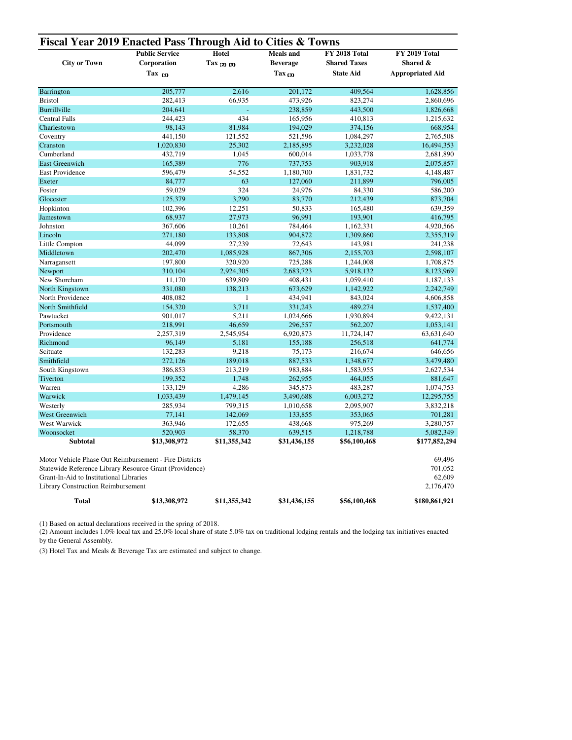# Fiscal Year 2019 Enacted Pass Through Aid to Cities & Towns

| City or Town | Public Service Corporation Tax (1) | Hotel Tax (2) (3) | Meals and Beverage Tax (3) | FY 2018 Total Shared Taxes State Aid | FY 2019 Total Shared & Appropriated Aid |
|---|---|---|---|---|---|
| Barrington | 205,777 | 2,616 | 201,172 | 409,564 | 1,628,856 |
| Bristol | 282,413 | 66,935 | 473,926 | 823,274 | 2,860,696 |
| Burrillville | 204,641 | - | 238,859 | 443,500 | 1,826,668 |
| Central Falls | 244,423 | 434 | 165,956 | 410,813 | 1,215,632 |
| Charlestown | 98,143 | 81,984 | 194,029 | 374,156 | 668,954 |
| Coventry | 441,150 | 121,552 | 521,596 | 1,084,297 | 2,765,508 |
| Cranston | 1,020,830 | 25,302 | 2,185,895 | 3,232,028 | 16,494,353 |
| Cumberland | 432,719 | 1,045 | 600,014 | 1,033,778 | 2,681,890 |
| East Greenwich | 165,389 | 776 | 737,753 | 903,918 | 2,075,857 |
| East Providence | 596,479 | 54,552 | 1,180,700 | 1,831,732 | 4,148,487 |
| Exeter | 84,777 | 63 | 127,060 | 211,899 | 796,005 |
| Foster | 59,029 | 324 | 24,976 | 84,330 | 586,200 |
| Glocester | 125,379 | 3,290 | 83,770 | 212,439 | 873,704 |
| Hopkinton | 102,396 | 12,251 | 50,833 | 165,480 | 639,359 |
| Jamestown | 68,937 | 27,973 | 96,991 | 193,901 | 416,795 |
| Johnston | 367,606 | 10,261 | 784,464 | 1,162,331 | 4,920,566 |
| Lincoln | 271,180 | 133,808 | 904,872 | 1,309,860 | 2,355,319 |
| Little Compton | 44,099 | 27,239 | 72,643 | 143,981 | 241,238 |
| Middletown | 202,470 | 1,085,928 | 867,306 | 2,155,703 | 2,598,107 |
| Narragansett | 197,800 | 320,920 | 725,288 | 1,244,008 | 1,708,875 |
| Newport | 310,104 | 2,924,305 | 2,683,723 | 5,918,132 | 8,123,969 |
| New Shoreham | 11,170 | 639,809 | 408,431 | 1,059,410 | 1,187,133 |
| North Kingstown | 331,080 | 138,213 | 673,629 | 1,142,922 | 2,242,749 |
| North Providence | 408,082 | 1 | 434,941 | 843,024 | 4,606,858 |
| North Smithfield | 154,320 | 3,711 | 331,243 | 489,274 | 1,537,400 |
| Pawtucket | 901,017 | 5,211 | 1,024,666 | 1,930,894 | 9,422,131 |
| Portsmouth | 218,991 | 46,659 | 296,557 | 562,207 | 1,053,141 |
| Providence | 2,257,319 | 2,545,954 | 6,920,873 | 11,724,147 | 63,631,640 |
| Richmond | 96,149 | 5,181 | 155,188 | 256,518 | 641,774 |
| Scituate | 132,283 | 9,218 | 75,173 | 216,674 | 646,656 |
| Smithfield | 272,126 | 189,018 | 887,533 | 1,348,677 | 3,479,480 |
| South Kingstown | 386,853 | 213,219 | 983,884 | 1,583,955 | 2,627,534 |
| Tiverton | 199,352 | 1,748 | 262,955 | 464,055 | 881,647 |
| Warren | 133,129 | 4,286 | 345,873 | 483,287 | 1,074,753 |
| Warwick | 1,033,439 | 1,479,145 | 3,490,688 | 6,003,272 | 12,295,755 |
| Westerly | 285,934 | 799,315 | 1,010,658 | 2,095,907 | 3,832,218 |
| West Greenwich | 77,141 | 142,069 | 133,855 | 353,065 | 701,281 |
| West Warwick | 363,946 | 172,655 | 438,668 | 975,269 | 3,280,757 |
| Woonsocket | 520,903 | 58,370 | 639,515 | 1,218,788 | 5,082,349 |
| **Subtotal** | **$13,308,972** | **$11,355,342** | **$31,436,155** | **$56,100,468** | **$177,852,294** |
| Motor Vehicle Phase Out Reimbursement - Fire Districts | | | | | 69,496 |
| Statewide Reference Library Resource Grant (Providence) | | | | | 701,052 |
| Grant-In-Aid to Institutional Libraries | | | | | 62,609 |
| Library Construction Reimbursement | | | | | 2,176,470 |
| **Total** | **$13,308,972** | **$11,355,342** | **$31,436,155** | **$56,100,468** | **$180,861,921** |

(1) Based on actual declarations received in the spring of 2018.

(2) Amount includes 1.0% local tax and 25.0% local share of state 5.0% tax on traditional lodging rentals and the lodging tax initiatives enacted by the General Assembly.

(3) Hotel Tax and Meals & Beverage Tax are estimated and subject to change.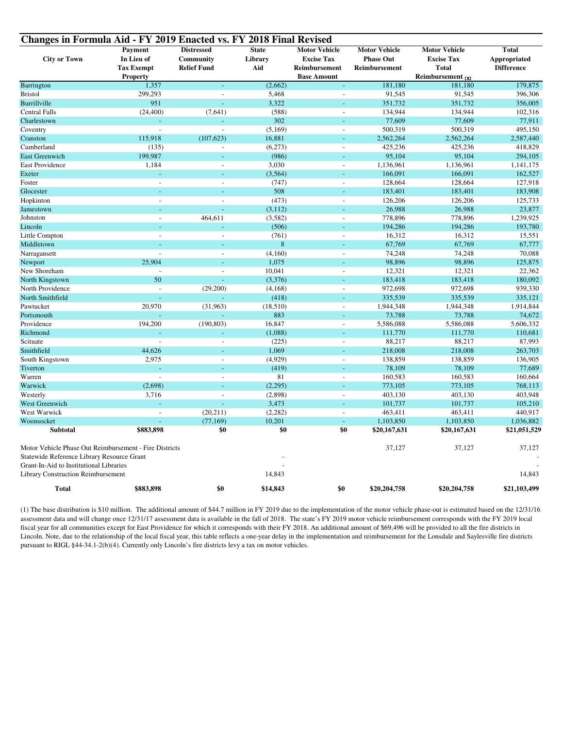## Changes in Formula Aid - FY 2019 Enacted vs. FY 2018 Final Revised

| City or Town | Payment In Lieu of Tax Exempt Property | Distressed Community Relief Fund | State Library Aid | Motor Vehicle Excise Tax Reimbursement Base Amount | Motor Vehicle Phase Out Reimbursement | Motor Vehicle Excise Tax Total Reimbursement (1) | Total Appropriated Difference |
|---|---|---|---|---|---|---|---|
| Barrington | 1,357 | - | (2,662) | - | 181,180 | 181,180 | 179,875 |
| Bristol | 299,293 | - | 5,468 | - | 91,545 | 91,545 | 396,306 |
| Burrillville | 951 | - | 3,322 | - | 351,732 | 351,732 | 356,005 |
| Central Falls | (24,400) | (7,641) | (588) | - | 134,944 | 134,944 | 102,316 |
| Charlestown | - | - | 302 | - | 77,609 | 77,609 | 77,911 |
| Coventry | - | - | (5,169) | - | 500,319 | 500,319 | 495,150 |
| Cranston | 115,918 | (107,623) | 16,881 | - | 2,562,264 | 2,562,264 | 2,587,440 |
| Cumberland | (135) | - | (6,273) | - | 425,236 | 425,236 | 418,829 |
| East Greenwich | 199,987 | - | (986) | - | 95,104 | 95,104 | 294,105 |
| East Providence | 1,184 | - | 3,030 | - | 1,136,961 | 1,136,961 | 1,141,175 |
| Exeter | - | - | (3,564) | - | 166,091 | 166,091 | 162,527 |
| Foster | - | - | (747) | - | 128,664 | 128,664 | 127,918 |
| Glocester | - | - | 508 | - | 183,401 | 183,401 | 183,908 |
| Hopkinton | - | - | (473) | - | 126,206 | 126,206 | 125,733 |
| Jamestown | - | - | (3,112) | - | 26,988 | 26,988 | 23,877 |
| Johnston | - | 464,611 | (3,582) | - | 778,896 | 778,896 | 1,239,925 |
| Lincoln | - | - | (506) | - | 194,286 | 194,286 | 193,780 |
| Little Compton | - | - | (761) | - | 16,312 | 16,312 | 15,551 |
| Middletown | - | - | 8 | - | 67,769 | 67,769 | 67,777 |
| Narragansett | - | - | (4,160) | - | 74,248 | 74,248 | 70,088 |
| Newport | 25,904 | - | 1,075 | - | 98,896 | 98,896 | 125,875 |
| New Shoreham | - | - | 10,041 | - | 12,321 | 12,321 | 22,362 |
| North Kingstown | 50 | - | (3,376) | - | 183,418 | 183,418 | 180,092 |
| North Providence | - | (29,200) | (4,168) | - | 972,698 | 972,698 | 939,330 |
| North Smithfield | - | - | (418) | - | 335,539 | 335,539 | 335,121 |
| Pawtucket | 20,970 | (31,963) | (18,510) | - | 1,944,348 | 1,944,348 | 1,914,844 |
| Portsmouth | - | - | 883 | - | 73,788 | 73,788 | 74,672 |
| Providence | 194,200 | (190,803) | 16,847 | - | 5,586,088 | 5,586,088 | 5,606,332 |
| Richmond | - | - | (1,088) | - | 111,770 | 111,770 | 110,681 |
| Scituate | - | - | (225) | - | 88,217 | 88,217 | 87,993 |
| Smithfield | 44,626 | - | 1,069 | - | 218,008 | 218,008 | 263,703 |
| South Kingstown | 2,975 | - | (4,929) | - | 138,859 | 138,859 | 136,905 |
| Tiverton | - | - | (419) | - | 78,109 | 78,109 | 77,689 |
| Warren | - | - | 81 | - | 160,583 | 160,583 | 160,664 |
| Warwick | (2,698) | - | (2,295) | - | 773,105 | 773,105 | 768,113 |
| Westerly | 3,716 | - | (2,898) | - | 403,130 | 403,130 | 403,948 |
| West Greenwich | - | - | 3,473 | - | 101,737 | 101,737 | 105,210 |
| West Warwick | - | (20,211) | (2,282) | - | 463,411 | 463,411 | 440,917 |
| Woonsocket | - | (77,169) | 10,201 | - | 1,103,850 | 1,103,850 | 1,036,882 |
| **Subtotal** | **$883,898** | **$0** | **$0** | **$0** | **$20,167,631** | **$20,167,631** | **$21,051,529** |
| Motor Vehicle Phase Out Reimbursement - Fire Districts | | | | | 37,127 | 37,127 | 37,127 |
| Statewide Reference Library Resource Grant | | | - | | | | - |
| Grant-In-Aid to Institutional Libraries | | | - | | | | - |
| Library Construction Reimbursement | | | 14,843 | | | | 14,843 |
| **Total** | **$883,898** | **$0** | **$14,843** | **$0** | **$20,204,758** | **$20,204,758** | **$21,103,499** |

(1) The base distribution is $10 million. The additional amount of $44.7 million in FY 2019 due to the implementation of the motor vehicle phase-out is estimated based on the 12/31/16 assessment data and will change once 12/31/17 assessment data is available in the fall of 2018. The state's FY 2019 motor vehicle reimbursement corresponds with the FY 2019 local fiscal year for all communities except for East Providence for which it corresponds with their FY 2018. An additional amount of $69,496 will be provided to all the fire districts in Lincoln. Note, due to the relationship of the local fiscal year, this table reflects a one-year delay in the implementation and reimbursement for the Lonsdale and Saylesville fire districts pursuant to RIGL §44-34.1-2(b)(4). Currently only Lincoln's fire districts levy a tax on motor vehicles.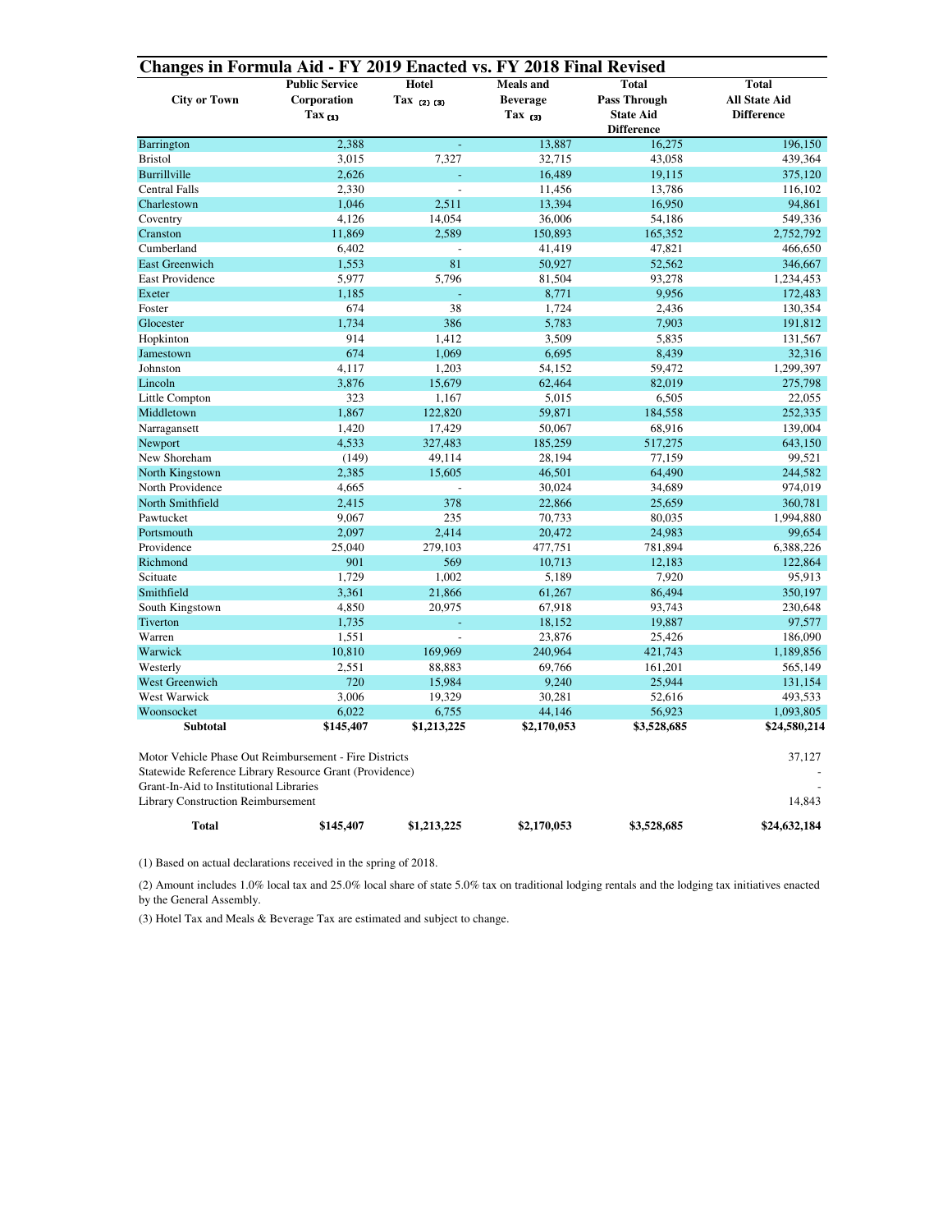## Changes in Formula Aid - FY 2019 Enacted vs. FY 2018 Final Revised

| City or Town | Public Service Corporation Tax (1) | Hotel Tax (2) (3) | Meals and Beverage Tax (3) | Total Pass Through State Aid Difference | Total All State Aid Difference |
|---|---|---|---|---|---|
| Barrington | 2,388 | - | 13,887 | 16,275 | 196,150 |
| Bristol | 3,015 | 7,327 | 32,715 | 43,058 | 439,364 |
| Burrillville | 2,626 | - | 16,489 | 19,115 | 375,120 |
| Central Falls | 2,330 | - | 11,456 | 13,786 | 116,102 |
| Charlestown | 1,046 | 2,511 | 13,394 | 16,950 | 94,861 |
| Coventry | 4,126 | 14,054 | 36,006 | 54,186 | 549,336 |
| Cranston | 11,869 | 2,589 | 150,893 | 165,352 | 2,752,792 |
| Cumberland | 6,402 | - | 41,419 | 47,821 | 466,650 |
| East Greenwich | 1,553 | 81 | 50,927 | 52,562 | 346,667 |
| East Providence | 5,977 | 5,796 | 81,504 | 93,278 | 1,234,453 |
| Exeter | 1,185 | - | 8,771 | 9,956 | 172,483 |
| Foster | 674 | 38 | 1,724 | 2,436 | 130,354 |
| Glocester | 1,734 | 386 | 5,783 | 7,903 | 191,812 |
| Hopkinton | 914 | 1,412 | 3,509 | 5,835 | 131,567 |
| Jamestown | 674 | 1,069 | 6,695 | 8,439 | 32,316 |
| Johnston | 4,117 | 1,203 | 54,152 | 59,472 | 1,299,397 |
| Lincoln | 3,876 | 15,679 | 62,464 | 82,019 | 275,798 |
| Little Compton | 323 | 1,167 | 5,015 | 6,505 | 22,055 |
| Middletown | 1,867 | 122,820 | 59,871 | 184,558 | 252,335 |
| Narragansett | 1,420 | 17,429 | 50,067 | 68,916 | 139,004 |
| Newport | 4,533 | 327,483 | 185,259 | 517,275 | 643,150 |
| New Shoreham | (149) | 49,114 | 28,194 | 77,159 | 99,521 |
| North Kingstown | 2,385 | 15,605 | 46,501 | 64,490 | 244,582 |
| North Providence | 4,665 | - | 30,024 | 34,689 | 974,019 |
| North Smithfield | 2,415 | 378 | 22,866 | 25,659 | 360,781 |
| Pawtucket | 9,067 | 235 | 70,733 | 80,035 | 1,994,880 |
| Portsmouth | 2,097 | 2,414 | 20,472 | 24,983 | 99,654 |
| Providence | 25,040 | 279,103 | 477,751 | 781,894 | 6,388,226 |
| Richmond | 901 | 569 | 10,713 | 12,183 | 122,864 |
| Scituate | 1,729 | 1,002 | 5,189 | 7,920 | 95,913 |
| Smithfield | 3,361 | 21,866 | 61,267 | 86,494 | 350,197 |
| South Kingstown | 4,850 | 20,975 | 67,918 | 93,743 | 230,648 |
| Tiverton | 1,735 | - | 18,152 | 19,887 | 97,577 |
| Warren | 1,551 | - | 23,876 | 25,426 | 186,090 |
| Warwick | 10,810 | 169,969 | 240,964 | 421,743 | 1,189,856 |
| Westerly | 2,551 | 88,883 | 69,766 | 161,201 | 565,149 |
| West Greenwich | 720 | 15,984 | 9,240 | 25,944 | 131,154 |
| West Warwick | 3,006 | 19,329 | 30,281 | 52,616 | 493,533 |
| Woonsocket | 6,022 | 6,755 | 44,146 | 56,923 | 1,093,805 |
| **Subtotal** | **$145,407** | **$1,213,225** | **$2,170,053** | **$3,528,685** | **$24,580,214** |
| Motor Vehicle Phase Out Reimbursement - Fire Districts | | | | | 37,127 |
| Statewide Reference Library Resource Grant (Providence) | | | | | - |
| Grant-In-Aid to Institutional Libraries | | | | | - |
| Library Construction Reimbursement | | | | | 14,843 |
| **Total** | **$145,407** | **$1,213,225** | **$2,170,053** | **$3,528,685** | **$24,632,184** |

(1) Based on actual declarations received in the spring of 2018.

(2) Amount includes 1.0% local tax and 25.0% local share of state 5.0% tax on traditional lodging rentals and the lodging tax initiatives enacted by the General Assembly.

(3) Hotel Tax and Meals & Beverage Tax are estimated and subject to change.